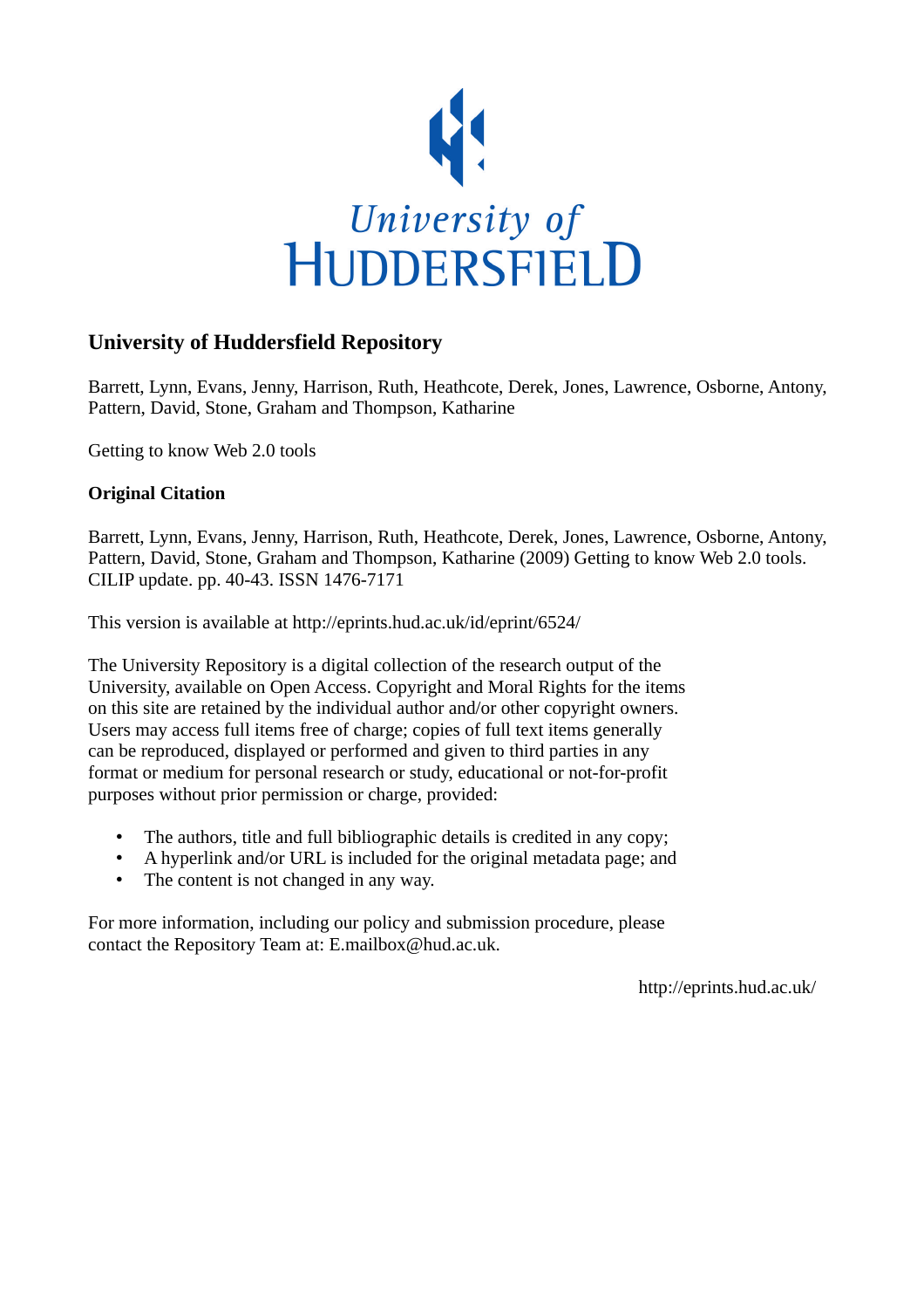University of HUDDERSFIELD

## University of Huddersfield Repository

Barrett, Lynn, Evans, Jenny, Harrison, Ruth, Heathcote, Derek, Jones, Lawrence, Osborne, Antony, Pattern, David, Stone, Graham and Thompson, Katharine

Getting to know Web 2.0 tools

### Original Citation

Barrett, Lynn, Evans, Jenny, Harrison, Ruth, Heathcote, Derek, Jones, Lawrence, Osborne, Antony, Pattern, David, Stone, Graham and Thompson, Katharine (2009) Getting to know Web 2.0 tools. CILIP update. pp. 40-43. ISSN 1476-7171

This version is available at http://eprints.hud.ac.uk/id/eprint/6524/

The University Repository is a digital collection of the research output of the University, available on Open Access. Copyright and Moral Rights for the items on this site are retained by the individual author and/or other copyright owners. Users may access full items free of charge; copies of full text items generally can be reproduced, displayed or performed and given to third parties in any format or medium for personal research or study, educational or not-for-profit purposes without prior permission or charge, provided:

- The authors, title and full bibliographic details is credited in any copy;
- A hyperlink and/or URL is included for the original metadata page; and
- The content is not changed in any way.

For more information, including our policy and submission procedure, please contact the Repository Team at: E.mailbox@hud.ac.uk.

http://eprints.hud.ac.uk/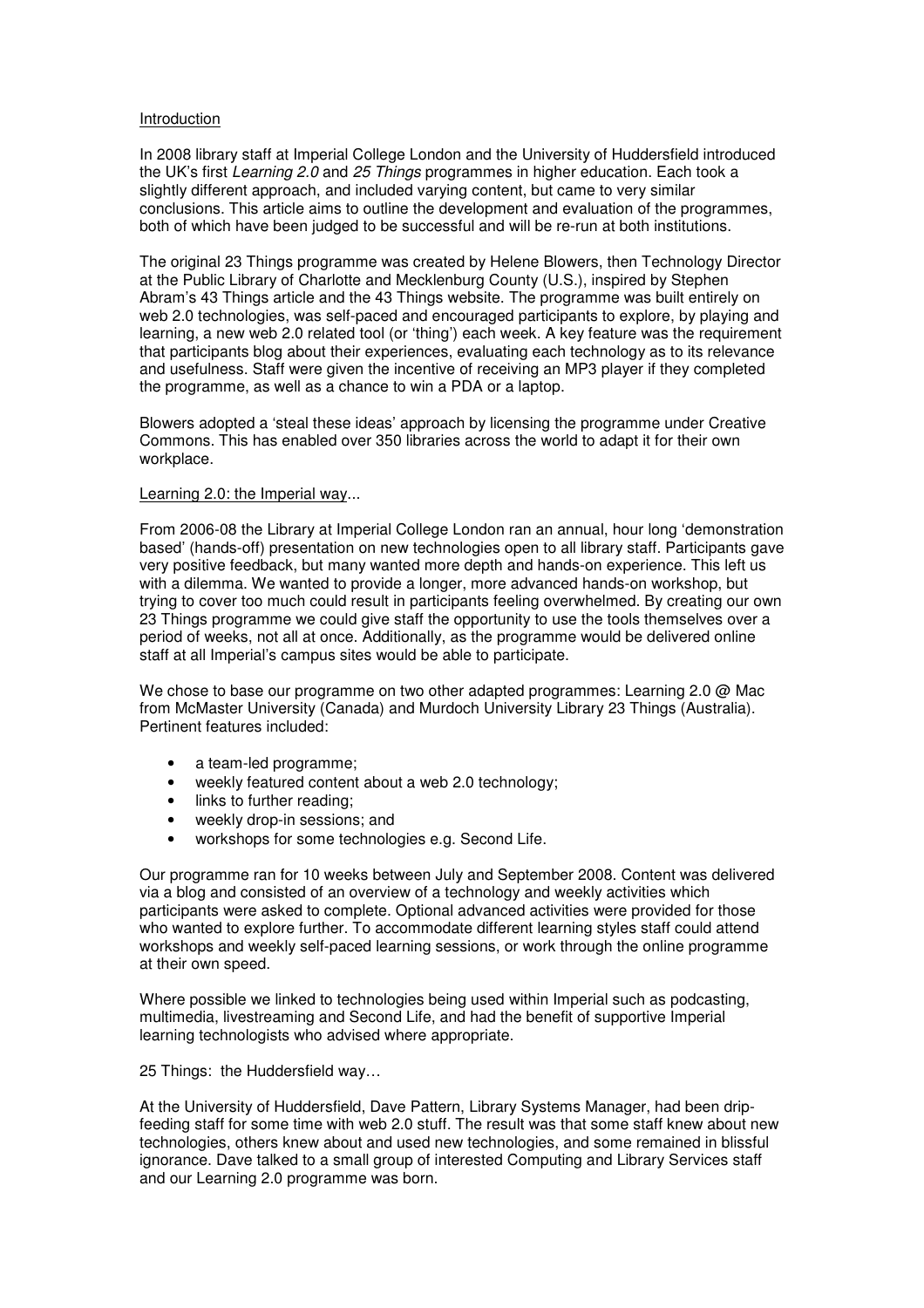## Introduction

In 2008 library staff at Imperial College London and the University of Huddersfield introduced the UK's first *Learning 2.0* and *25 Things* programmes in higher education. Each took a slightly different approach, and included varying content, but came to very similar conclusions. This article aims to outline the development and evaluation of the programmes, both of which have been judged to be successful and will be re-run at both institutions.

The original 23 Things programme was created by Helene Blowers, then Technology Director at the Public Library of Charlotte and Mecklenburg County (U.S.), inspired by Stephen Abram's 43 Things article and the 43 Things website. The programme was built entirely on web 2.0 technologies, was self-paced and encouraged participants to explore, by playing and learning, a new web 2.0 related tool (or 'thing') each week. A key feature was the requirement that participants blog about their experiences, evaluating each technology as to its relevance and usefulness. Staff were given the incentive of receiving an MP3 player if they completed the programme, as well as a chance to win a PDA or a laptop.

Blowers adopted a 'steal these ideas' approach by licensing the programme under Creative Commons. This has enabled over 350 libraries across the world to adapt it for their own workplace.

## Learning 2.0: the Imperial way...

From 2006-08 the Library at Imperial College London ran an annual, hour long 'demonstration based' (hands-off) presentation on new technologies open to all library staff. Participants gave very positive feedback, but many wanted more depth and hands-on experience. This left us with a dilemma. We wanted to provide a longer, more advanced hands-on workshop, but trying to cover too much could result in participants feeling overwhelmed. By creating our own 23 Things programme we could give staff the opportunity to use the tools themselves over a period of weeks, not all at once. Additionally, as the programme would be delivered online staff at all Imperial's campus sites would be able to participate.

We chose to base our programme on two other adapted programmes: Learning 2.0 @ Mac from McMaster University (Canada) and Murdoch University Library 23 Things (Australia). Pertinent features included:

- a team-led programme;
- weekly featured content about a web 2.0 technology;
- links to further reading;
- weekly drop-in sessions; and
- workshops for some technologies e.g. Second Life.

Our programme ran for 10 weeks between July and September 2008. Content was delivered via a blog and consisted of an overview of a technology and weekly activities which participants were asked to complete. Optional advanced activities were provided for those who wanted to explore further. To accommodate different learning styles staff could attend workshops and weekly self-paced learning sessions, or work through the online programme at their own speed.

Where possible we linked to technologies being used within Imperial such as podcasting, multimedia, livestreaming and Second Life, and had the benefit of supportive Imperial learning technologists who advised where appropriate.

## 25 Things: the Huddersfield way…

At the University of Huddersfield, Dave Pattern, Library Systems Manager, had been drip-feeding staff for some time with web 2.0 stuff. The result was that some staff knew about new technologies, others knew about and used new technologies, and some remained in blissful ignorance. Dave talked to a small group of interested Computing and Library Services staff and our Learning 2.0 programme was born.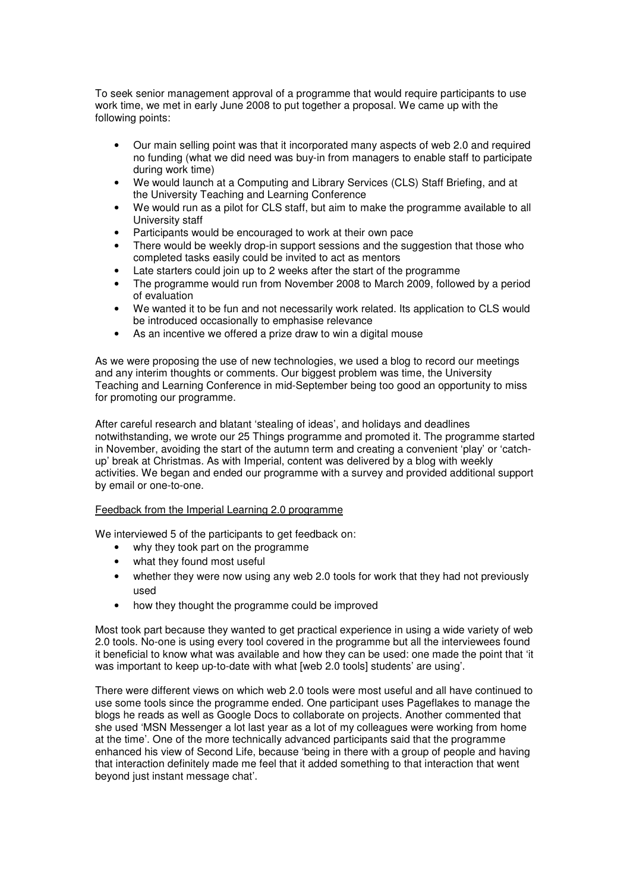To seek senior management approval of a programme that would require participants to use work time, we met in early June 2008 to put together a proposal. We came up with the following points:

- Our main selling point was that it incorporated many aspects of web 2.0 and required no funding (what we did need was buy-in from managers to enable staff to participate during work time)
- We would launch at a Computing and Library Services (CLS) Staff Briefing, and at the University Teaching and Learning Conference
- We would run as a pilot for CLS staff, but aim to make the programme available to all University staff
- Participants would be encouraged to work at their own pace
- There would be weekly drop-in support sessions and the suggestion that those who completed tasks easily could be invited to act as mentors
- Late starters could join up to 2 weeks after the start of the programme
- The programme would run from November 2008 to March 2009, followed by a period of evaluation
- We wanted it to be fun and not necessarily work related. Its application to CLS would be introduced occasionally to emphasise relevance
- As an incentive we offered a prize draw to win a digital mouse

As we were proposing the use of new technologies, we used a blog to record our meetings and any interim thoughts or comments. Our biggest problem was time, the University Teaching and Learning Conference in mid-September being too good an opportunity to miss for promoting our programme.

After careful research and blatant 'stealing of ideas', and holidays and deadlines notwithstanding, we wrote our 25 Things programme and promoted it. The programme started in November, avoiding the start of the autumn term and creating a convenient 'play' or 'catch-up' break at Christmas. As with Imperial, content was delivered by a blog with weekly activities. We began and ended our programme with a survey and provided additional support by email or one-to-one.

<u>Feedback from the Imperial Learning 2.0 programme</u>

We interviewed 5 of the participants to get feedback on:

- why they took part on the programme
- what they found most useful
- whether they were now using any web 2.0 tools for work that they had not previously used
- how they thought the programme could be improved

Most took part because they wanted to get practical experience in using a wide variety of web 2.0 tools. No-one is using every tool covered in the programme but all the interviewees found it beneficial to know what was available and how they can be used: one made the point that 'it was important to keep up-to-date with what [web 2.0 tools] students' are using'.

There were different views on which web 2.0 tools were most useful and all have continued to use some tools since the programme ended. One participant uses Pageflakes to manage the blogs he reads as well as Google Docs to collaborate on projects. Another commented that she used 'MSN Messenger a lot last year as a lot of my colleagues were working from home at the time'. One of the more technically advanced participants said that the programme enhanced his view of Second Life, because 'being in there with a group of people and having that interaction definitely made me feel that it added something to that interaction that went beyond just instant message chat'.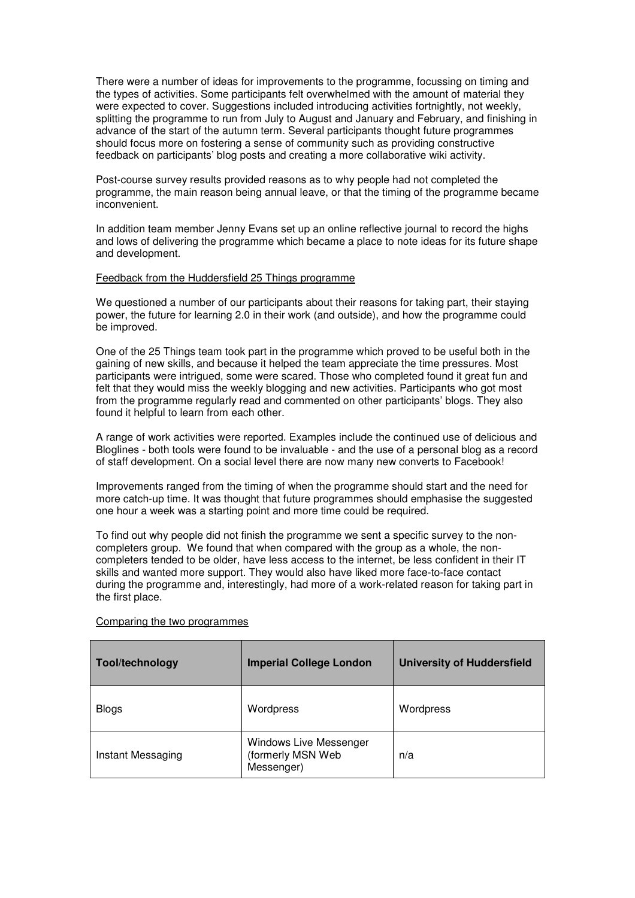There were a number of ideas for improvements to the programme, focussing on timing and the types of activities. Some participants felt overwhelmed with the amount of material they were expected to cover. Suggestions included introducing activities fortnightly, not weekly, splitting the programme to run from July to August and January and February, and finishing in advance of the start of the autumn term. Several participants thought future programmes should focus more on fostering a sense of community such as providing constructive feedback on participants' blog posts and creating a more collaborative wiki activity.

Post-course survey results provided reasons as to why people had not completed the programme, the main reason being annual leave, or that the timing of the programme became inconvenient.

In addition team member Jenny Evans set up an online reflective journal to record the highs and lows of delivering the programme which became a place to note ideas for its future shape and development.

Feedback from the Huddersfield 25 Things programme

We questioned a number of our participants about their reasons for taking part, their staying power, the future for learning 2.0 in their work (and outside), and how the programme could be improved.

One of the 25 Things team took part in the programme which proved to be useful both in the gaining of new skills, and because it helped the team appreciate the time pressures. Most participants were intrigued, some were scared. Those who completed found it great fun and felt that they would miss the weekly blogging and new activities. Participants who got most from the programme regularly read and commented on other participants' blogs. They also found it helpful to learn from each other.

A range of work activities were reported. Examples include the continued use of delicious and Bloglines - both tools were found to be invaluable - and the use of a personal blog as a record of staff development. On a social level there are now many new converts to Facebook!

Improvements ranged from the timing of when the programme should start and the need for more catch-up time. It was thought that future programmes should emphasise the suggested one hour a week was a starting point and more time could be required.

To find out why people did not finish the programme we sent a specific survey to the non-completers group. We found that when compared with the group as a whole, the non-completers tended to be older, have less access to the internet, be less confident in their IT skills and wanted more support. They would also have liked more face-to-face contact during the programme and, interestingly, had more of a work-related reason for taking part in the first place.

Comparing the two programmes

| Tool/technology | Imperial College London | University of Huddersfield |
|---|---|---|
| Blogs | Wordpress | Wordpress |
| Instant Messaging | Windows Live Messenger (formerly MSN Web Messenger) | n/a |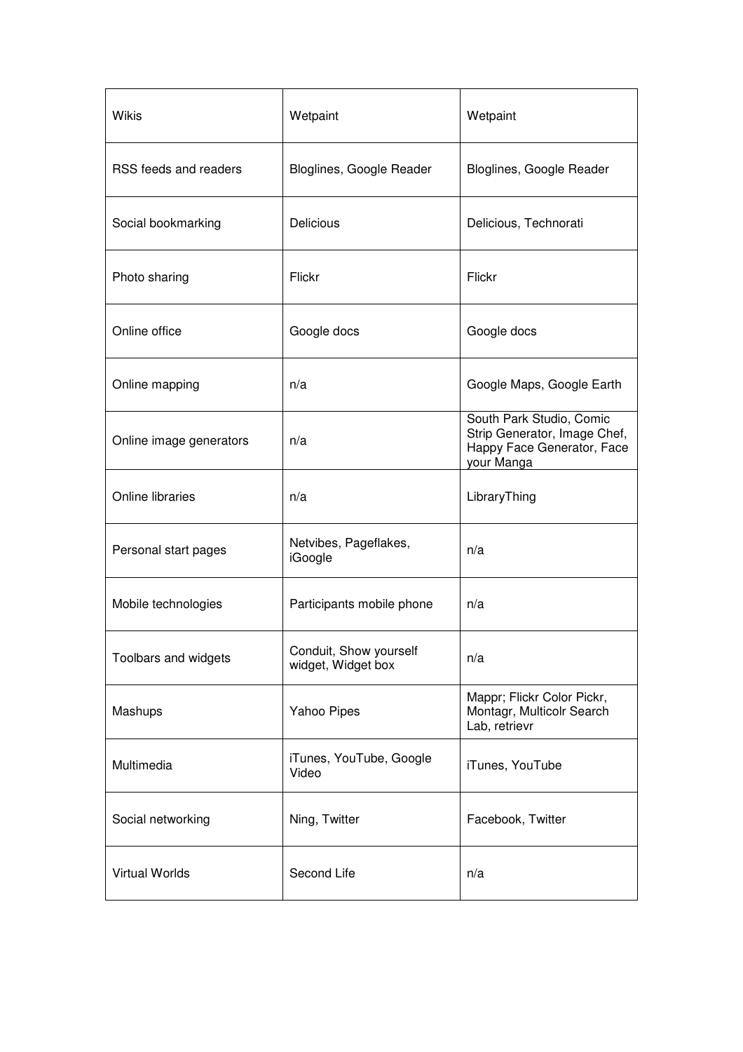| Wikis | Wetpaint | Wetpaint |
|---|---|---|
| RSS feeds and readers | Bloglines, Google Reader | Bloglines, Google Reader |
| Social bookmarking | Delicious | Delicious, Technorati |
| Photo sharing | Flickr | Flickr |
| Online office | Google docs | Google docs |
| Online mapping | n/a | Google Maps, Google Earth |
| Online image generators | n/a | South Park Studio, Comic Strip Generator, Image Chef, Happy Face Generator, Face your Manga |
| Online libraries | n/a | LibraryThing |
| Personal start pages | Netvibes, Pageflakes, iGoogle | n/a |
| Mobile technologies | Participants mobile phone | n/a |
| Toolbars and widgets | Conduit, Show yourself widget, Widget box | n/a |
| Mashups | Yahoo Pipes | Mappr; Flickr Color Pickr, Montagr, Multicolr Search Lab, retrievr |
| Multimedia | iTunes, YouTube, Google Video | iTunes, YouTube |
| Social networking | Ning, Twitter | Facebook, Twitter |
| Virtual Worlds | Second Life | n/a |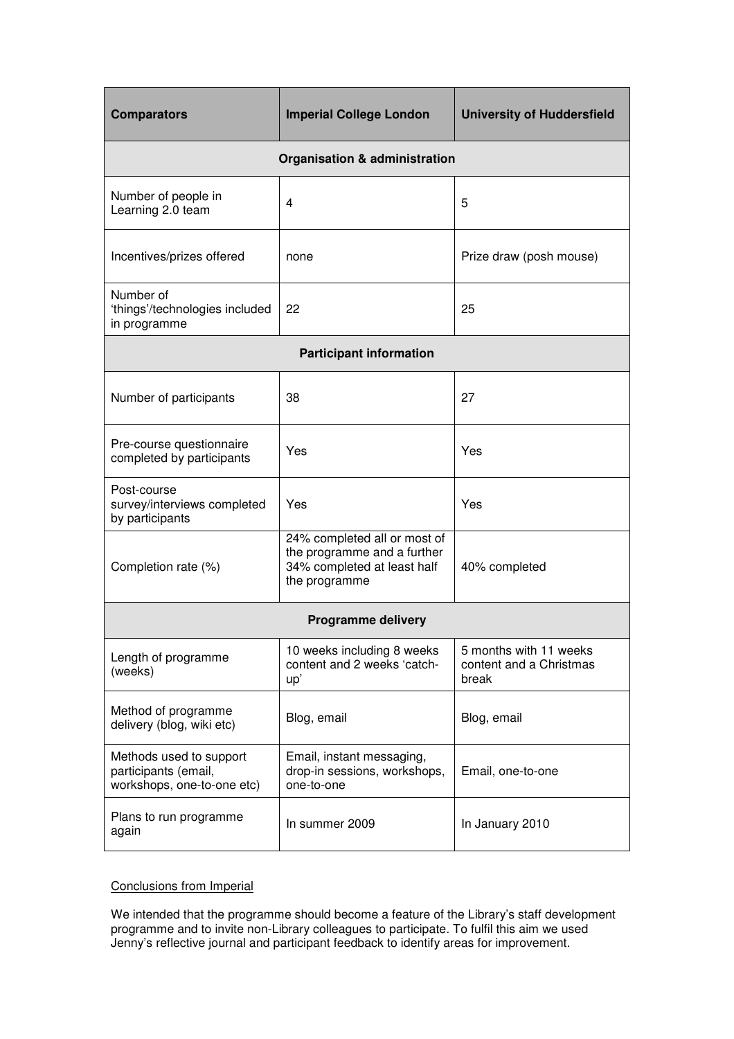| Comparators | Imperial College London | University of Huddersfield |
|---|---|---|
| **Organisation & administration** | | |
| Number of people in Learning 2.0 team | 4 | 5 |
| Incentives/prizes offered | none | Prize draw (posh mouse) |
| Number of 'things'/technologies included in programme | 22 | 25 |
| **Participant information** | | |
| Number of participants | 38 | 27 |
| Pre-course questionnaire completed by participants | Yes | Yes |
| Post-course survey/interviews completed by participants | Yes | Yes |
| Completion rate (%) | 24% completed all or most of the programme and a further 34% completed at least half the programme | 40% completed |
| **Programme delivery** | | |
| Length of programme (weeks) | 10 weeks including 8 weeks content and 2 weeks 'catch-up' | 5 months with 11 weeks content and a Christmas break |
| Method of programme delivery (blog, wiki etc) | Blog, email | Blog, email |
| Methods used to support participants (email, workshops, one-to-one etc) | Email, instant messaging, drop-in sessions, workshops, one-to-one | Email, one-to-one |
| Plans to run programme again | In summer 2009 | In January 2010 |

Conclusions from Imperial

We intended that the programme should become a feature of the Library's staff development programme and to invite non-Library colleagues to participate. To fulfil this aim we used Jenny's reflective journal and participant feedback to identify areas for improvement.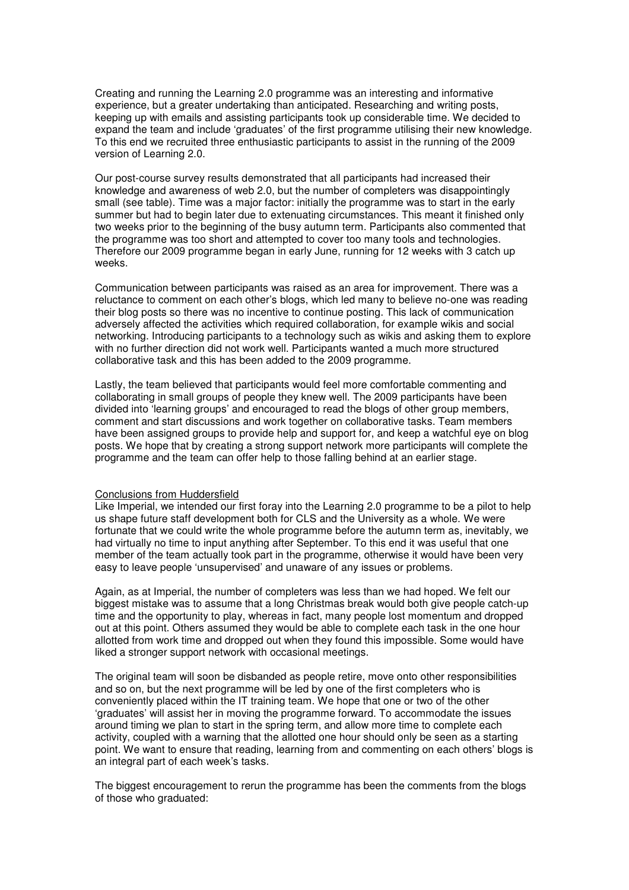Creating and running the Learning 2.0 programme was an interesting and informative experience, but a greater undertaking than anticipated. Researching and writing posts, keeping up with emails and assisting participants took up considerable time. We decided to expand the team and include 'graduates' of the first programme utilising their new knowledge. To this end we recruited three enthusiastic participants to assist in the running of the 2009 version of Learning 2.0.

Our post-course survey results demonstrated that all participants had increased their knowledge and awareness of web 2.0, but the number of completers was disappointingly small (see table). Time was a major factor: initially the programme was to start in the early summer but had to begin later due to extenuating circumstances. This meant it finished only two weeks prior to the beginning of the busy autumn term. Participants also commented that the programme was too short and attempted to cover too many tools and technologies. Therefore our 2009 programme began in early June, running for 12 weeks with 3 catch up weeks.

Communication between participants was raised as an area for improvement. There was a reluctance to comment on each other's blogs, which led many to believe no-one was reading their blog posts so there was no incentive to continue posting. This lack of communication adversely affected the activities which required collaboration, for example wikis and social networking. Introducing participants to a technology such as wikis and asking them to explore with no further direction did not work well. Participants wanted a much more structured collaborative task and this has been added to the 2009 programme.

Lastly, the team believed that participants would feel more comfortable commenting and collaborating in small groups of people they knew well. The 2009 participants have been divided into 'learning groups' and encouraged to read the blogs of other group members, comment and start discussions and work together on collaborative tasks. Team members have been assigned groups to provide help and support for, and keep a watchful eye on blog posts. We hope that by creating a strong support network more participants will complete the programme and the team can offer help to those falling behind at an earlier stage.

<u>Conclusions from Huddersfield</u>

Like Imperial, we intended our first foray into the Learning 2.0 programme to be a pilot to help us shape future staff development both for CLS and the University as a whole. We were fortunate that we could write the whole programme before the autumn term as, inevitably, we had virtually no time to input anything after September. To this end it was useful that one member of the team actually took part in the programme, otherwise it would have been very easy to leave people 'unsupervised' and unaware of any issues or problems.

Again, as at Imperial, the number of completers was less than we had hoped. We felt our biggest mistake was to assume that a long Christmas break would both give people catch-up time and the opportunity to play, whereas in fact, many people lost momentum and dropped out at this point. Others assumed they would be able to complete each task in the one hour allotted from work time and dropped out when they found this impossible. Some would have liked a stronger support network with occasional meetings.

The original team will soon be disbanded as people retire, move onto other responsibilities and so on, but the next programme will be led by one of the first completers who is conveniently placed within the IT training team. We hope that one or two of the other 'graduates' will assist her in moving the programme forward. To accommodate the issues around timing we plan to start in the spring term, and allow more time to complete each activity, coupled with a warning that the allotted one hour should only be seen as a starting point. We want to ensure that reading, learning from and commenting on each others' blogs is an integral part of each week's tasks.

The biggest encouragement to rerun the programme has been the comments from the blogs of those who graduated: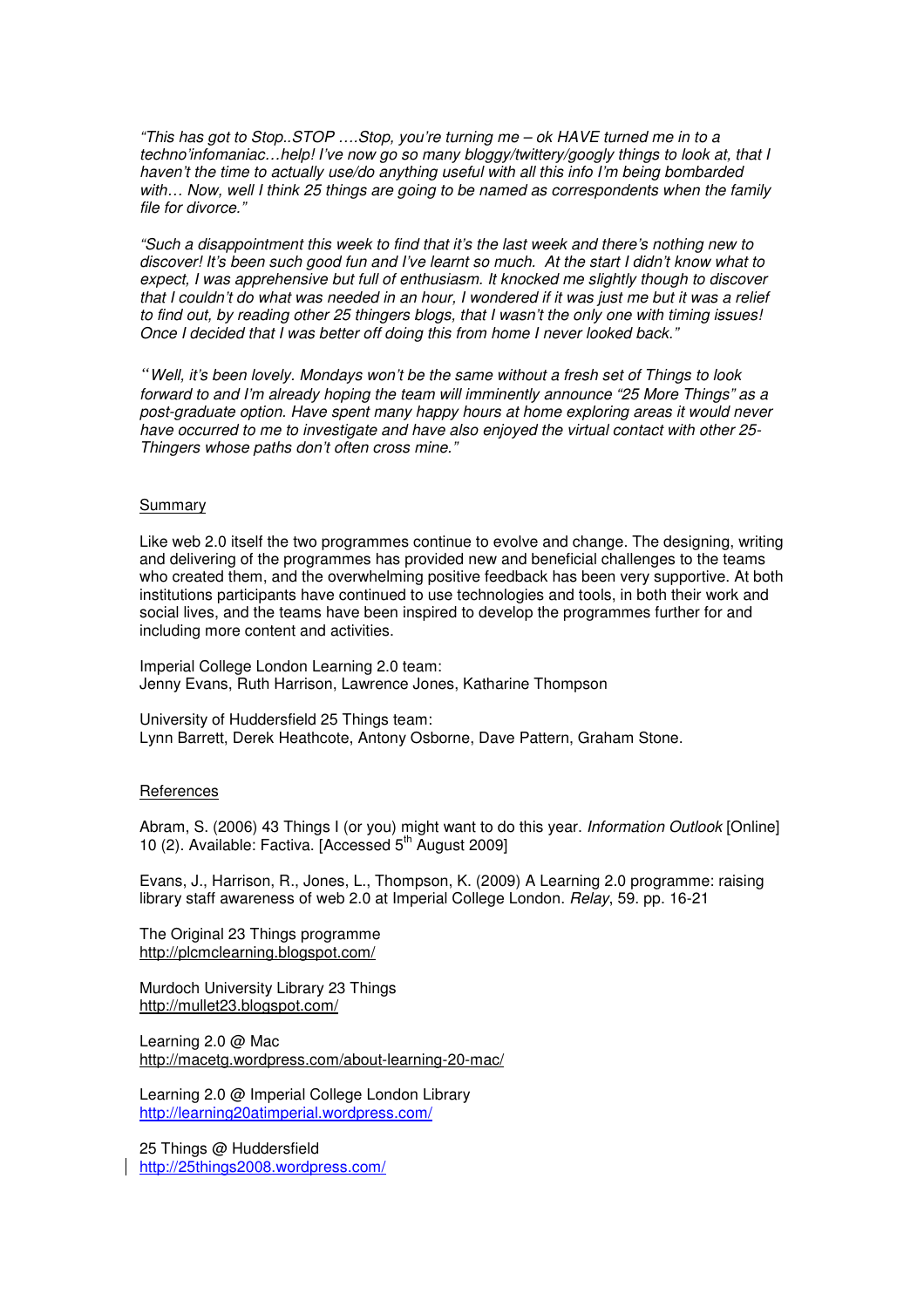*"This has got to Stop..STOP ….Stop, you're turning me – ok HAVE turned me in to a techno'infomaniac…help! I've now go so many bloggy/twittery/googly things to look at, that I haven't the time to actually use/do anything useful with all this info I'm being bombarded with… Now, well I think 25 things are going to be named as correspondents when the family file for divorce."*

*"Such a disappointment this week to find that it's the last week and there's nothing new to discover! It's been such good fun and I've learnt so much. At the start I didn't know what to expect, I was apprehensive but full of enthusiasm. It knocked me slightly though to discover that I couldn't do what was needed in an hour, I wondered if it was just me but it was a relief to find out, by reading other 25 thingers blogs, that I wasn't the only one with timing issues! Once I decided that I was better off doing this from home I never looked back."*

*"Well, it's been lovely. Mondays won't be the same without a fresh set of Things to look forward to and I'm already hoping the team will imminently announce "25 More Things" as a post-graduate option. Have spent many happy hours at home exploring areas it would never have occurred to me to investigate and have also enjoyed the virtual contact with other 25-Thingers whose paths don't often cross mine."*

## Summary

Like web 2.0 itself the two programmes continue to evolve and change. The designing, writing and delivering of the programmes has provided new and beneficial challenges to the teams who created them, and the overwhelming positive feedback has been very supportive. At both institutions participants have continued to use technologies and tools, in both their work and social lives, and the teams have been inspired to develop the programmes further for and including more content and activities.

Imperial College London Learning 2.0 team:
Jenny Evans, Ruth Harrison, Lawrence Jones, Katharine Thompson

University of Huddersfield 25 Things team:
Lynn Barrett, Derek Heathcote, Antony Osborne, Dave Pattern, Graham Stone.

## References

Abram, S. (2006) 43 Things I (or you) might want to do this year. *Information Outlook* [Online] 10 (2). Available: Factiva. [Accessed 5th August 2009]

Evans, J., Harrison, R., Jones, L., Thompson, K. (2009) A Learning 2.0 programme: raising library staff awareness of web 2.0 at Imperial College London. *Relay*, 59. pp. 16-21

The Original 23 Things programme
http://plcmclearning.blogspot.com/

Murdoch University Library 23 Things
http://mullet23.blogspot.com/

Learning 2.0 @ Mac
http://macetg.wordpress.com/about-learning-20-mac/

Learning 2.0 @ Imperial College London Library
http://learning20atimperial.wordpress.com/

25 Things @ Huddersfield
http://25things2008.wordpress.com/